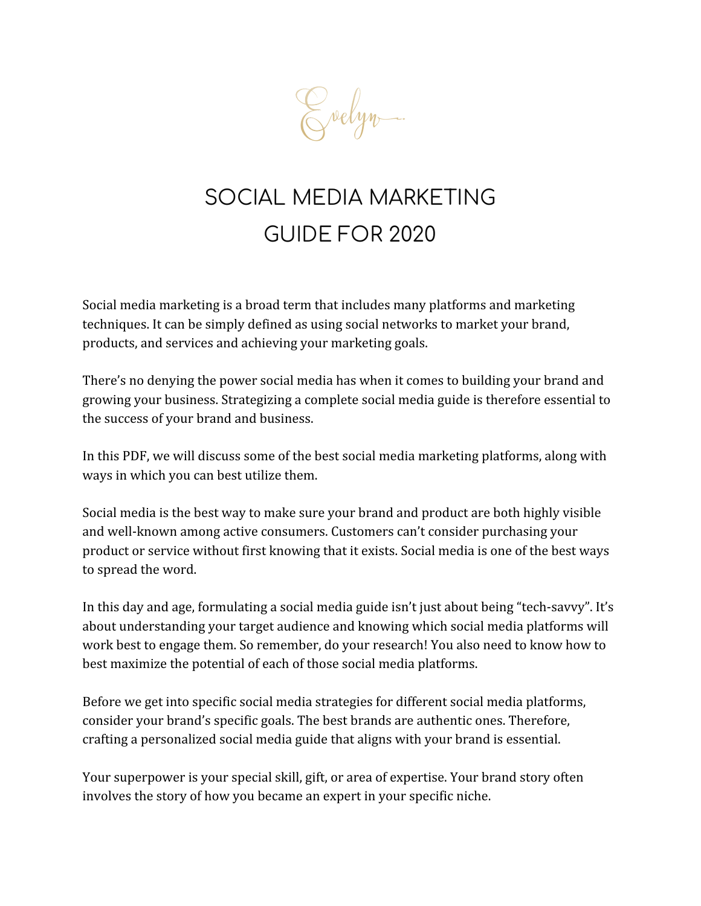Evelyn

# SOCIAL MEDIA MARKETING GUIDE FOR 2020

Social media marketing is a broad term that includes many platforms and marketing techniques. It can be simply defined as using social networks to market your brand, products, and services and achieving your marketing goals.

There's no denying the power social media has when it comes to building your brand and growing your business. Strategizing a complete social media guide is therefore essential to the success of your brand and business.

In this PDF, we will discuss some of the best social media marketing platforms, along with ways in which you can best utilize them.

Social media is the best way to make sure your brand and product are both highly visible and well-known among active consumers. Customers can't consider purchasing your product or service without first knowing that it exists. Social media is one of the best ways to spread the word.

In this day and age, formulating a social media guide isn't just about being "tech-savvy". It's about understanding your target audience and knowing which social media platforms will work best to engage them. So remember, do your research! You also need to know how to best maximize the potential of each of those social media platforms.

Before we get into specific social media strategies for different social media platforms, consider your brand's specific goals. The best brands are authentic ones. Therefore, crafting a personalized social media guide that aligns with your brand is essential.

Your superpower is your special skill, gift, or area of expertise. Your brand story often involves the story of how you became an expert in your specific niche.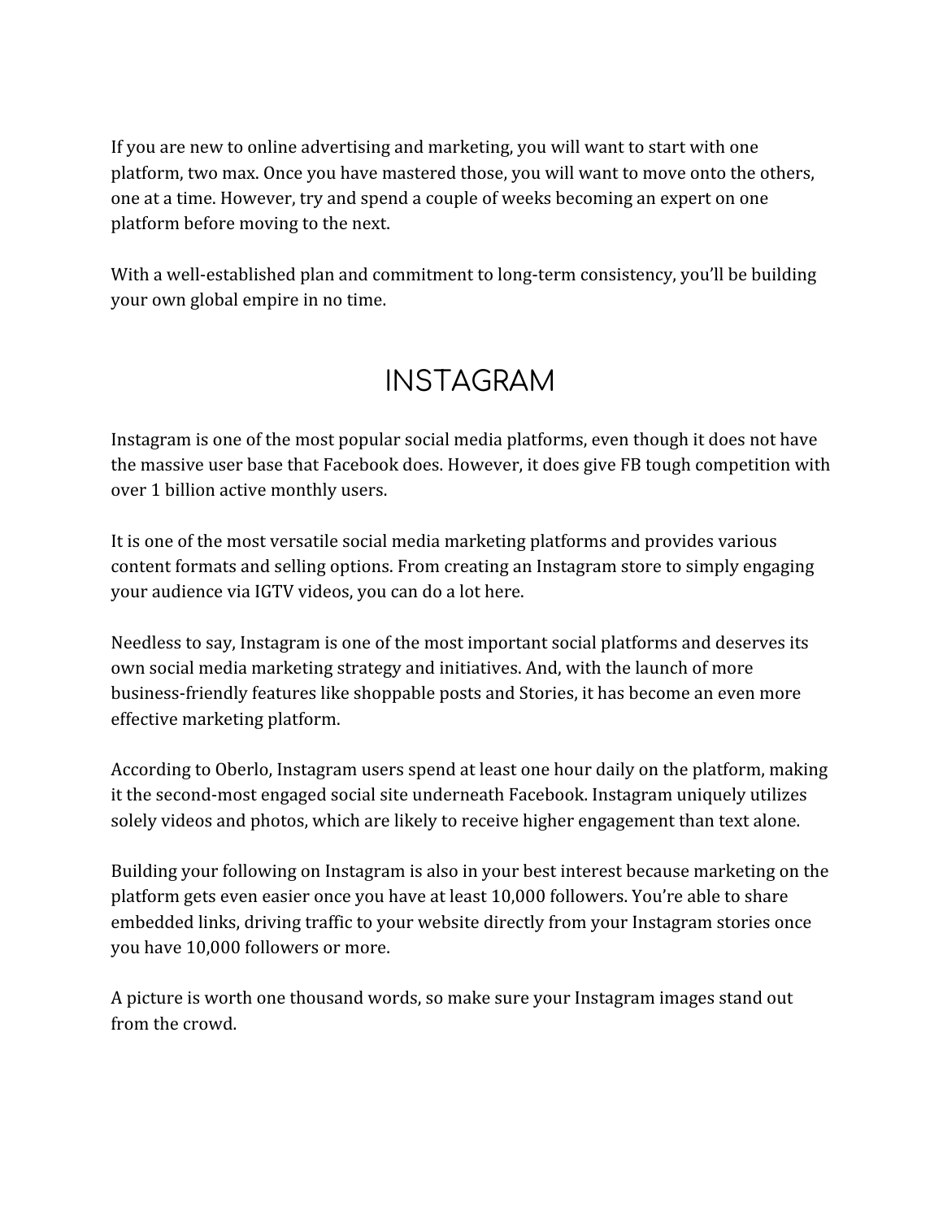If you are new to online advertising and marketing, you will want to start with one platform, two max. Once you have mastered those, you will want to move onto the others, one at a time. However, try and spend a couple of weeks becoming an expert on one platform before moving to the next.

With a well-established plan and commitment to long-term consistency, you'll be building your own global empire in no time.

# INSTAGRAM

Instagram is one of the most popular social media platforms, even though it does not have the massive user base that Facebook does. However, it does give FB tough competition with over 1 billion active monthly users.

It is one of the most versatile social media marketing platforms and provides various content formats and selling options. From creating an Instagram store to simply engaging your audience via IGTV videos, you can do a lot here.

Needless to say, Instagram is one of the most important social platforms and deserves its own social media marketing strategy and initiatives. And, with the launch of more business-friendly features like shoppable posts and Stories, it has become an even more effective marketing platform.

According to Oberlo, Instagram users spend at least one hour daily on the platform, making it the second-most engaged social site underneath Facebook. Instagram uniquely utilizes solely videos and photos, which are likely to receive higher engagement than text alone.

Building your following on Instagram is also in your best interest because marketing on the platform gets even easier once you have at least 10,000 followers. You're able to share embedded links, driving traffic to your website directly from your Instagram stories once you have 10,000 followers or more.

A picture is worth one thousand words, so make sure your Instagram images stand out from the crowd.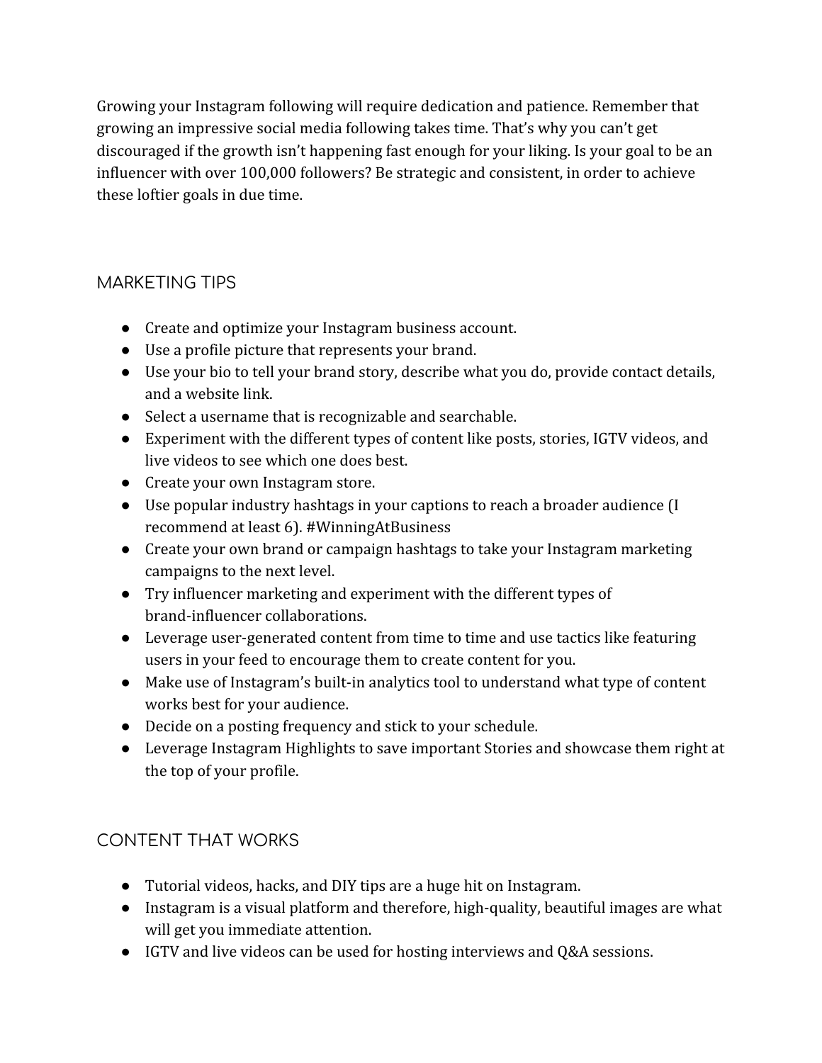Growing your Instagram following will require dedication and patience. Remember that growing an impressive social media following takes time. That's why you can't get discouraged if the growth isn't happening fast enough for your liking. Is your goal to be an influencer with over 100,000 followers? Be strategic and consistent, in order to achieve these loftier goals in due time.

## MARKETING TIPS

- Create and optimize your Instagram business account.
- Use a profile picture that represents your brand.
- Use your bio to tell your brand story, describe what you do, provide contact details, and a website link.
- Select a username that is recognizable and searchable.
- Experiment with the different types of content like posts, stories, IGTV videos, and live videos to see which one does best.
- Create your own Instagram store.
- Use popular industry hashtags in your captions to reach a broader audience (I recommend at least 6). #WinningAtBusiness
- Create your own brand or campaign hashtags to take your Instagram marketing campaigns to the next level.
- Try influencer marketing and experiment with the different types of brand-influencer collaborations.
- Leverage user-generated content from time to time and use tactics like featuring users in your feed to encourage them to create content for you.
- Make use of Instagram's built-in analytics tool to understand what type of content works best for your audience.
- Decide on a posting frequency and stick to your schedule.
- Leverage Instagram Highlights to save important Stories and showcase them right at the top of your profile.

## CONTENT THAT WORKS

- Tutorial videos, hacks, and DIY tips are a huge hit on Instagram.
- Instagram is a visual platform and therefore, high-quality, beautiful images are what will get you immediate attention.
- IGTV and live videos can be used for hosting interviews and Q&A sessions.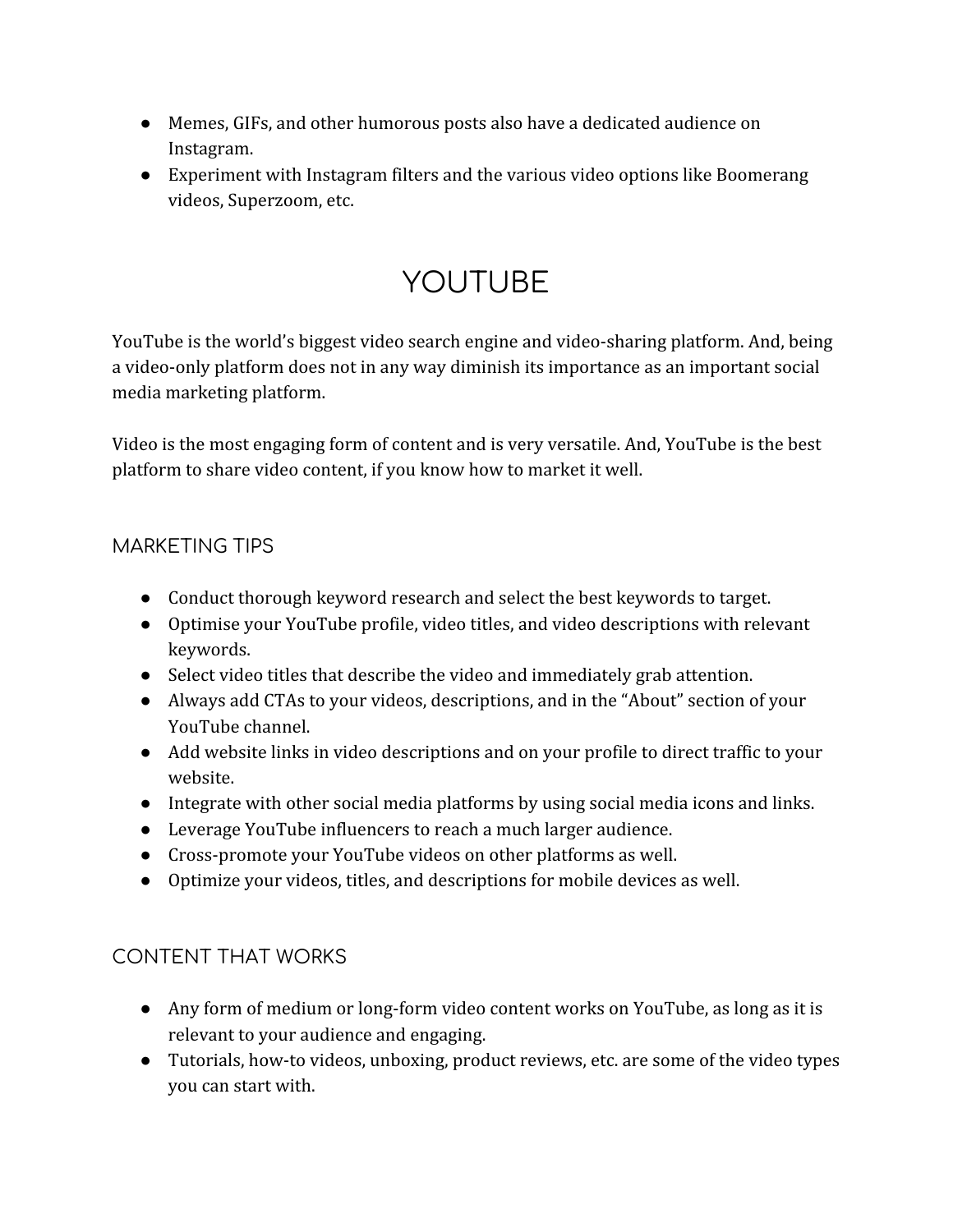- Memes, GIFs, and other humorous posts also have a dedicated audience on Instagram.
- Experiment with Instagram filters and the various video options like Boomerang videos, Superzoom, etc.

# YOUTUBE

YouTube is the world's biggest video search engine and video-sharing platform. And, being a video-only platform does not in any way diminish its importance as an important social media marketing platform.

Video is the most engaging form of content and is very versatile. And, YouTube is the best platform to share video content, if you know how to market it well.

## MARKETING TIPS

- Conduct thorough keyword research and select the best keywords to target.
- Optimise your YouTube profile, video titles, and video descriptions with relevant keywords.
- Select video titles that describe the video and immediately grab attention.
- Always add CTAs to your videos, descriptions, and in the "About" section of your YouTube channel.
- Add website links in video descriptions and on your profile to direct traffic to your website.
- Integrate with other social media platforms by using social media icons and links.
- Leverage YouTube influencers to reach a much larger audience.
- Cross-promote your YouTube videos on other platforms as well.
- Optimize your videos, titles, and descriptions for mobile devices as well.

## CONTENT THAT WORKS

- Any form of medium or long-form video content works on YouTube, as long as it is relevant to your audience and engaging.
- Tutorials, how-to videos, unboxing, product reviews, etc. are some of the video types you can start with.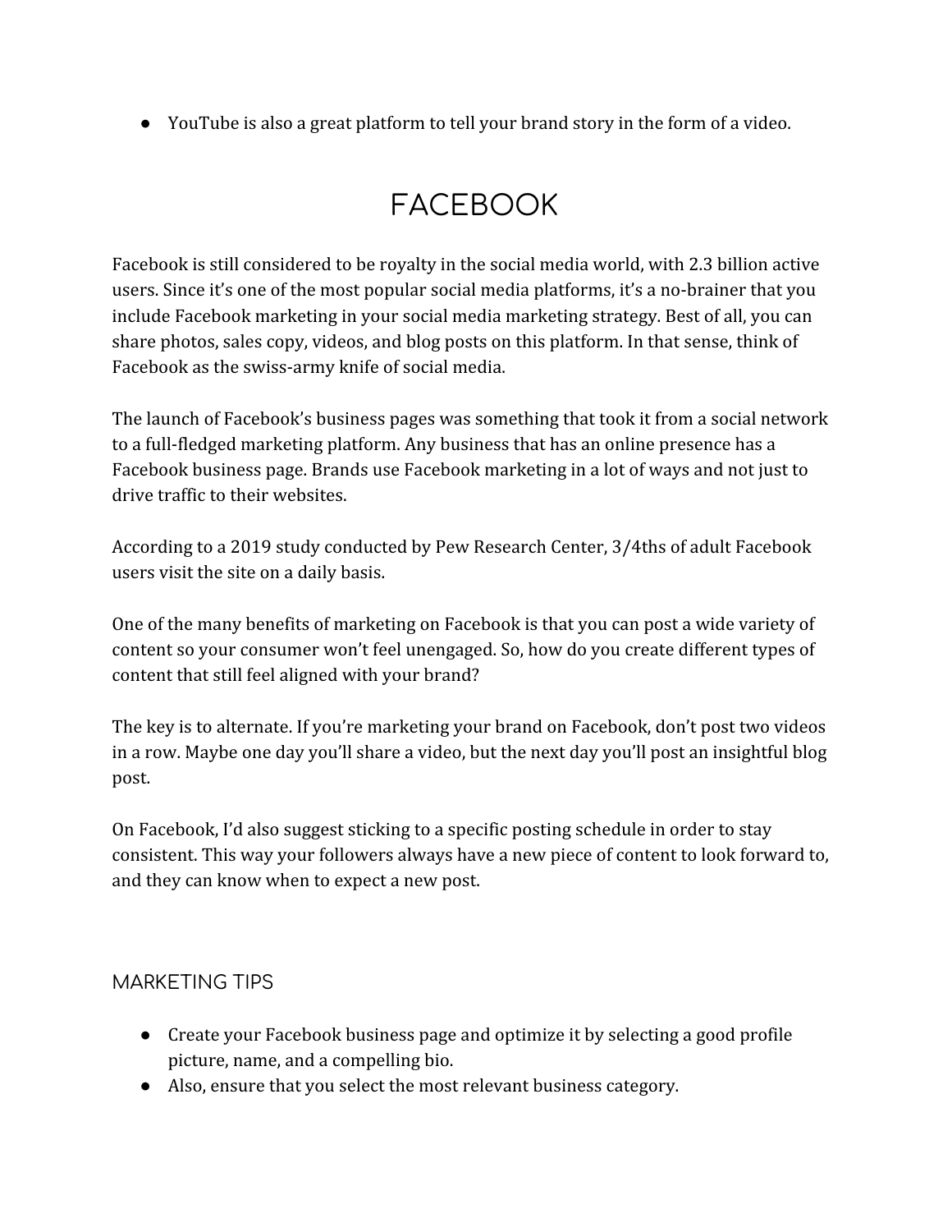- YouTube is also a great platform to tell your brand story in the form of a video.

# FACEBOOK

Facebook is still considered to be royalty in the social media world, with 2.3 billion active users. Since it's one of the most popular social media platforms, it's a no-brainer that you include Facebook marketing in your social media marketing strategy. Best of all, you can share photos, sales copy, videos, and blog posts on this platform. In that sense, think of Facebook as the swiss-army knife of social media.

The launch of Facebook's business pages was something that took it from a social network to a full-fledged marketing platform. Any business that has an online presence has a Facebook business page. Brands use Facebook marketing in a lot of ways and not just to drive traffic to their websites.

According to a 2019 study conducted by Pew Research Center, 3/4ths of adult Facebook users visit the site on a daily basis.

One of the many benefits of marketing on Facebook is that you can post a wide variety of content so your consumer won't feel unengaged. So, how do you create different types of content that still feel aligned with your brand?

The key is to alternate. If you're marketing your brand on Facebook, don't post two videos in a row. Maybe one day you'll share a video, but the next day you'll post an insightful blog post.

On Facebook, I'd also suggest sticking to a specific posting schedule in order to stay consistent. This way your followers always have a new piece of content to look forward to, and they can know when to expect a new post.

## MARKETING TIPS

- Create your Facebook business page and optimize it by selecting a good profile picture, name, and a compelling bio.
- Also, ensure that you select the most relevant business category.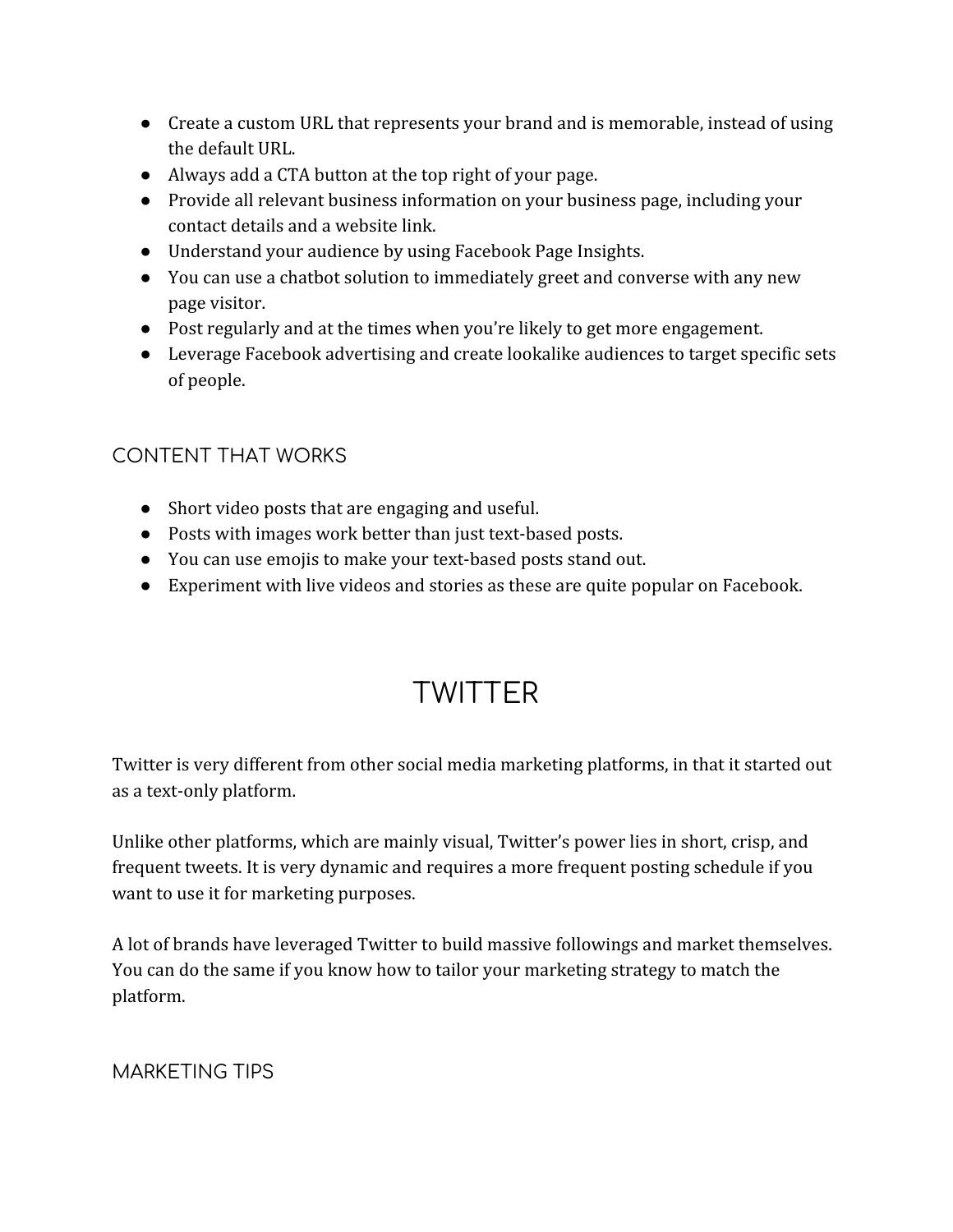- Create a custom URL that represents your brand and is memorable, instead of using the default URL.
- Always add a CTA button at the top right of your page.
- Provide all relevant business information on your business page, including your contact details and a website link.
- Understand your audience by using Facebook Page Insights.
- You can use a chatbot solution to immediately greet and converse with any new page visitor.
- Post regularly and at the times when you're likely to get more engagement.
- Leverage Facebook advertising and create lookalike audiences to target specific sets of people.

### CONTENT THAT WORKS

- Short video posts that are engaging and useful.
- Posts with images work better than just text-based posts.
- You can use emojis to make your text-based posts stand out.
- Experiment with live videos and stories as these are quite popular on Facebook.

## TWITTER

Twitter is very different from other social media marketing platforms, in that it started out as a text-only platform.

Unlike other platforms, which are mainly visual, Twitter's power lies in short, crisp, and frequent tweets. It is very dynamic and requires a more frequent posting schedule if you want to use it for marketing purposes.

A lot of brands have leveraged Twitter to build massive followings and market themselves. You can do the same if you know how to tailor your marketing strategy to match the platform.

### MARKETING TIPS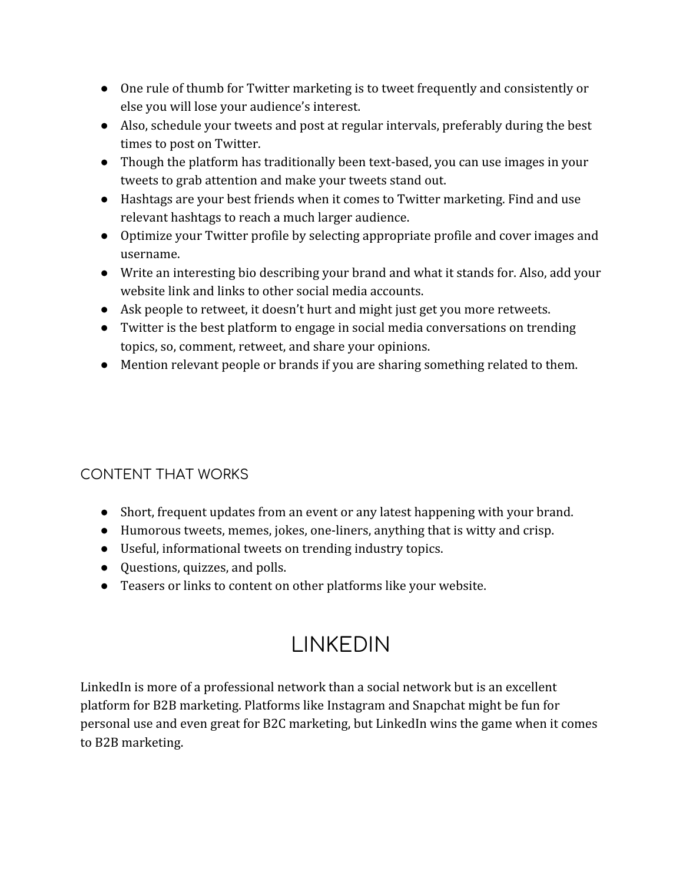- One rule of thumb for Twitter marketing is to tweet frequently and consistently or else you will lose your audience's interest.
- Also, schedule your tweets and post at regular intervals, preferably during the best times to post on Twitter.
- Though the platform has traditionally been text-based, you can use images in your tweets to grab attention and make your tweets stand out.
- Hashtags are your best friends when it comes to Twitter marketing. Find and use relevant hashtags to reach a much larger audience.
- Optimize your Twitter profile by selecting appropriate profile and cover images and username.
- Write an interesting bio describing your brand and what it stands for. Also, add your website link and links to other social media accounts.
- Ask people to retweet, it doesn't hurt and might just get you more retweets.
- Twitter is the best platform to engage in social media conversations on trending topics, so, comment, retweet, and share your opinions.
- Mention relevant people or brands if you are sharing something related to them.

### CONTENT THAT WORKS

- Short, frequent updates from an event or any latest happening with your brand.
- Humorous tweets, memes, jokes, one-liners, anything that is witty and crisp.
- Useful, informational tweets on trending industry topics.
- Questions, quizzes, and polls.
- Teasers or links to content on other platforms like your website.

## LINKEDIN

LinkedIn is more of a professional network than a social network but is an excellent platform for B2B marketing. Platforms like Instagram and Snapchat might be fun for personal use and even great for B2C marketing, but LinkedIn wins the game when it comes to B2B marketing.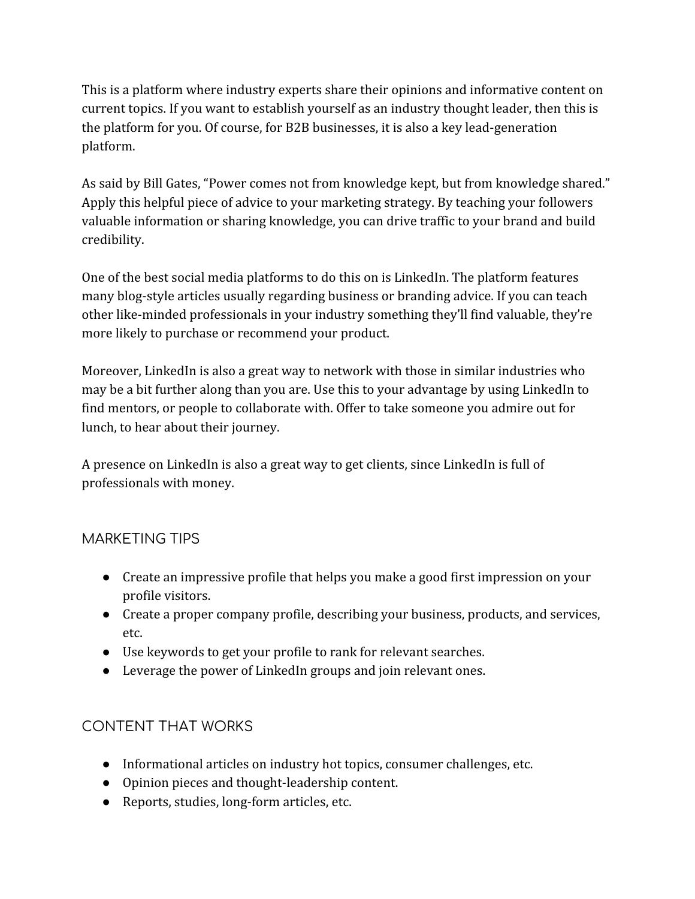This is a platform where industry experts share their opinions and informative content on current topics. If you want to establish yourself as an industry thought leader, then this is the platform for you. Of course, for B2B businesses, it is also a key lead-generation platform.

As said by Bill Gates, "Power comes not from knowledge kept, but from knowledge shared." Apply this helpful piece of advice to your marketing strategy. By teaching your followers valuable information or sharing knowledge, you can drive traffic to your brand and build credibility.

One of the best social media platforms to do this on is LinkedIn. The platform features many blog-style articles usually regarding business or branding advice. If you can teach other like-minded professionals in your industry something they'll find valuable, they're more likely to purchase or recommend your product.

Moreover, LinkedIn is also a great way to network with those in similar industries who may be a bit further along than you are. Use this to your advantage by using LinkedIn to find mentors, or people to collaborate with. Offer to take someone you admire out for lunch, to hear about their journey.

A presence on LinkedIn is also a great way to get clients, since LinkedIn is full of professionals with money.

## MARKETING TIPS

- Create an impressive profile that helps you make a good first impression on your profile visitors.
- Create a proper company profile, describing your business, products, and services, etc.
- Use keywords to get your profile to rank for relevant searches.
- Leverage the power of LinkedIn groups and join relevant ones.

## CONTENT THAT WORKS

- Informational articles on industry hot topics, consumer challenges, etc.
- Opinion pieces and thought-leadership content.
- Reports, studies, long-form articles, etc.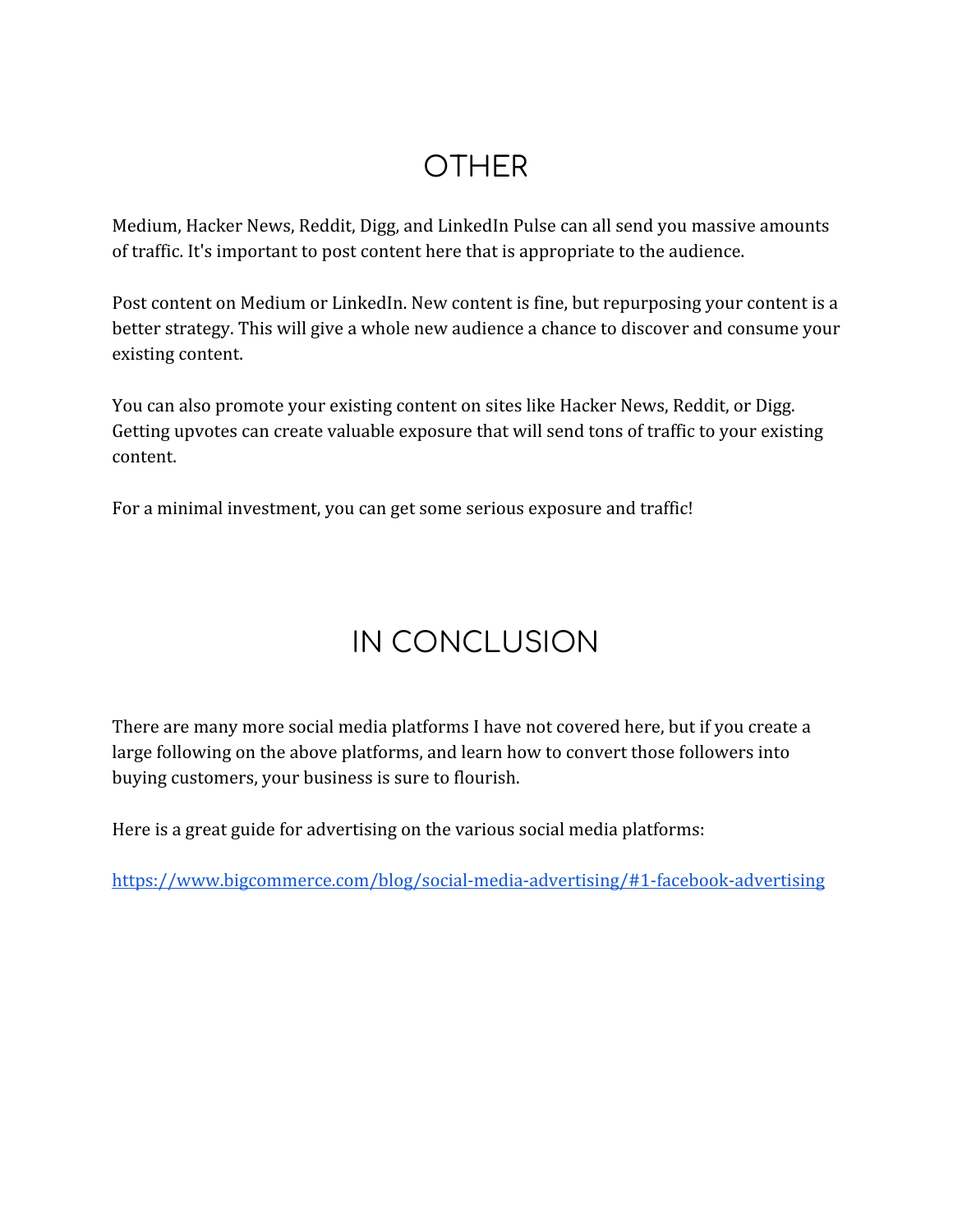## OTHER

Medium, Hacker News, Reddit, Digg, and LinkedIn Pulse can all send you massive amounts of traffic. It's important to post content here that is appropriate to the audience.

Post content on Medium or LinkedIn. New content is fine, but repurposing your content is a better strategy. This will give a whole new audience a chance to discover and consume your existing content.

You can also promote your existing content on sites like Hacker News, Reddit, or Digg. Getting upvotes can create valuable exposure that will send tons of traffic to your existing content.

For a minimal investment, you can get some serious exposure and traffic!

## IN CONCLUSION

There are many more social media platforms I have not covered here, but if you create a large following on the above platforms, and learn how to convert those followers into buying customers, your business is sure to flourish.

Here is a great guide for advertising on the various social media platforms:

[https://www.bigcommerce.com/blog/social-media-advertising/#1-facebook-advertising](https://www.bigcommerce.com/blog/social-media-advertising/#1-facebook-advertising)